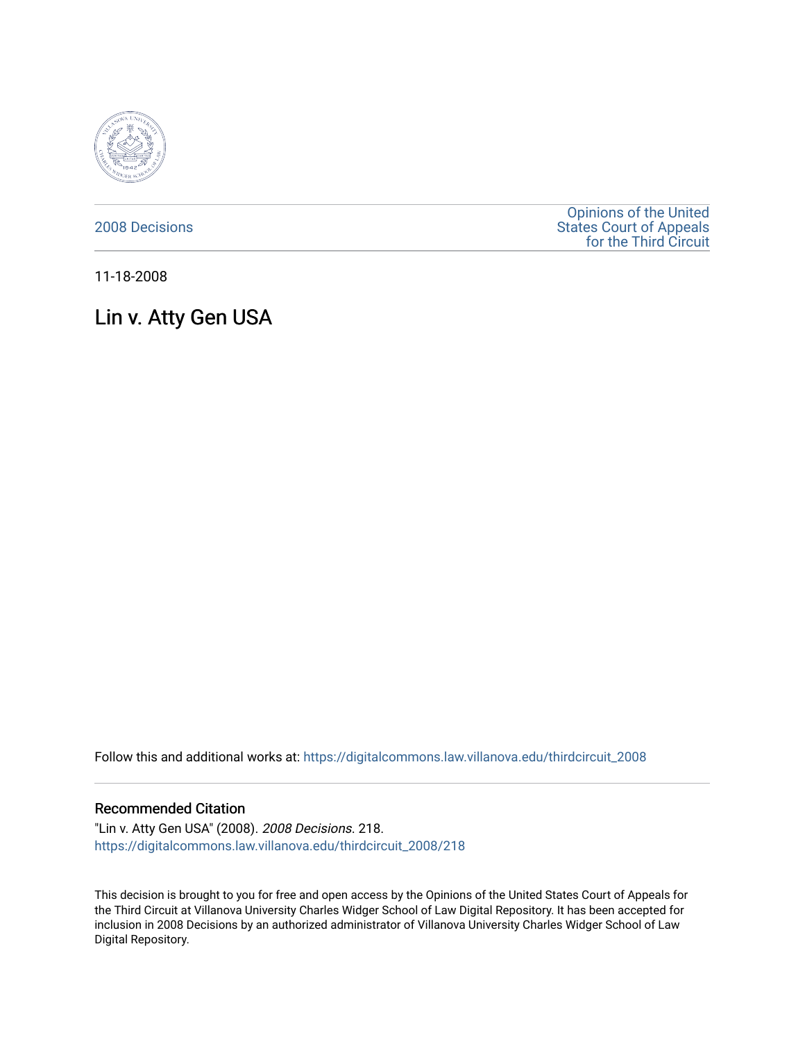2008 Decisions

Opinions of the United States Court of Appeals for the Third Circuit

11-18-2008

# Lin v. Atty Gen USA

Follow this and additional works at: https://digitalcommons.law.villanova.edu/thirdcircuit_2008

## Recommended Citation

"Lin v. Atty Gen USA" (2008). *2008 Decisions*. 218.
https://digitalcommons.law.villanova.edu/thirdcircuit_2008/218

This decision is brought to you for free and open access by the Opinions of the United States Court of Appeals for the Third Circuit at Villanova University Charles Widger School of Law Digital Repository. It has been accepted for inclusion in 2008 Decisions by an authorized administrator of Villanova University Charles Widger School of Law Digital Repository.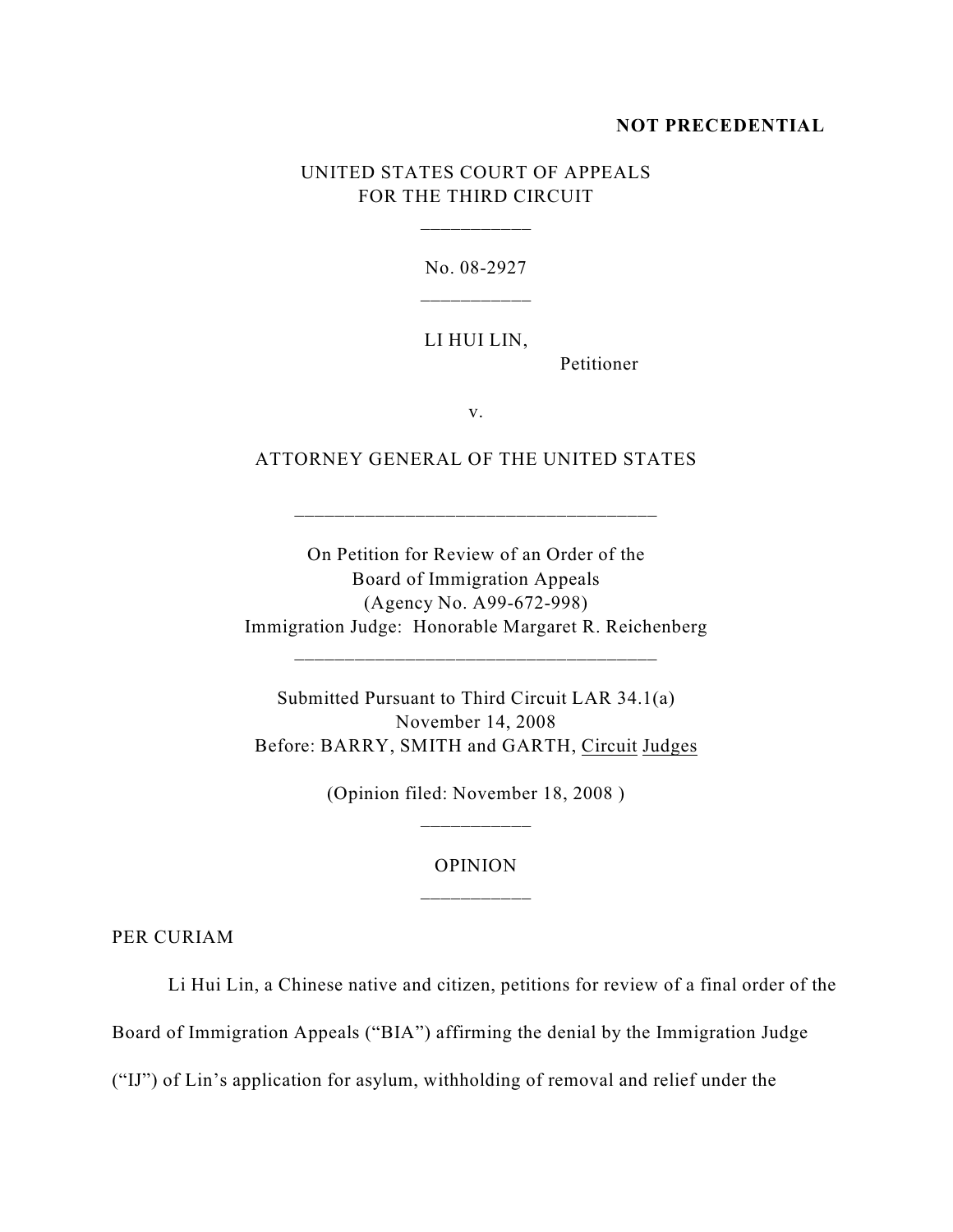**NOT PRECEDENTIAL**

UNITED STATES COURT OF APPEALS
FOR THE THIRD CIRCUIT

No. 08-2927

LI HUI LIN,
Petitioner

v.

ATTORNEY GENERAL OF THE UNITED STATES

On Petition for Review of an Order of the
Board of Immigration Appeals
(Agency No. A99-672-998)
Immigration Judge: Honorable Margaret R. Reichenberg

Submitted Pursuant to Third Circuit LAR 34.1(a)
November 14, 2008
Before: BARRY, SMITH and GARTH, Circuit Judges

(Opinion filed: November 18, 2008 )

OPINION

PER CURIAM

Li Hui Lin, a Chinese native and citizen, petitions for review of a final order of the Board of Immigration Appeals ("BIA") affirming the denial by the Immigration Judge ("IJ") of Lin's application for asylum, withholding of removal and relief under the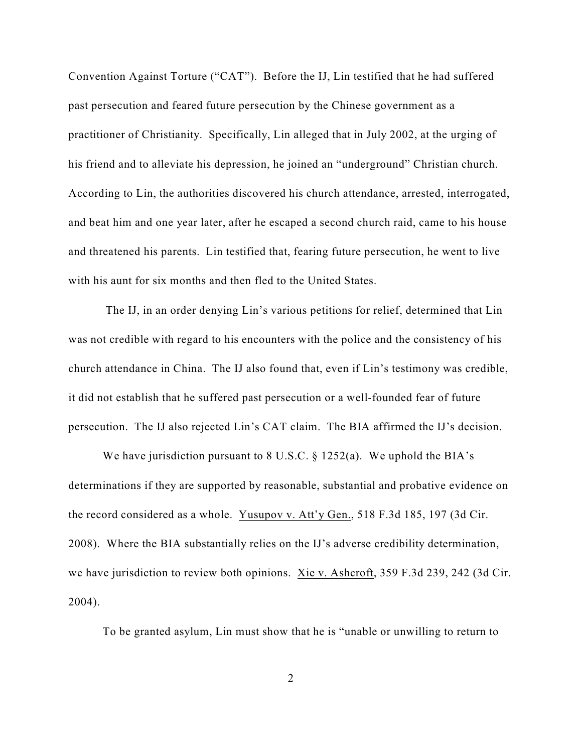Convention Against Torture ("CAT"). Before the IJ, Lin testified that he had suffered past persecution and feared future persecution by the Chinese government as a practitioner of Christianity. Specifically, Lin alleged that in July 2002, at the urging of his friend and to alleviate his depression, he joined an "underground" Christian church. According to Lin, the authorities discovered his church attendance, arrested, interrogated, and beat him and one year later, after he escaped a second church raid, came to his house and threatened his parents. Lin testified that, fearing future persecution, he went to live with his aunt for six months and then fled to the United States.

The IJ, in an order denying Lin's various petitions for relief, determined that Lin was not credible with regard to his encounters with the police and the consistency of his church attendance in China. The IJ also found that, even if Lin's testimony was credible, it did not establish that he suffered past persecution or a well-founded fear of future persecution. The IJ also rejected Lin's CAT claim. The BIA affirmed the IJ's decision.

We have jurisdiction pursuant to 8 U.S.C. § 1252(a). We uphold the BIA's determinations if they are supported by reasonable, substantial and probative evidence on the record considered as a whole. Yusupov v. Att'y Gen., 518 F.3d 185, 197 (3d Cir. 2008). Where the BIA substantially relies on the IJ's adverse credibility determination, we have jurisdiction to review both opinions. Xie v. Ashcroft, 359 F.3d 239, 242 (3d Cir. 2004).

To be granted asylum, Lin must show that he is "unable or unwilling to return to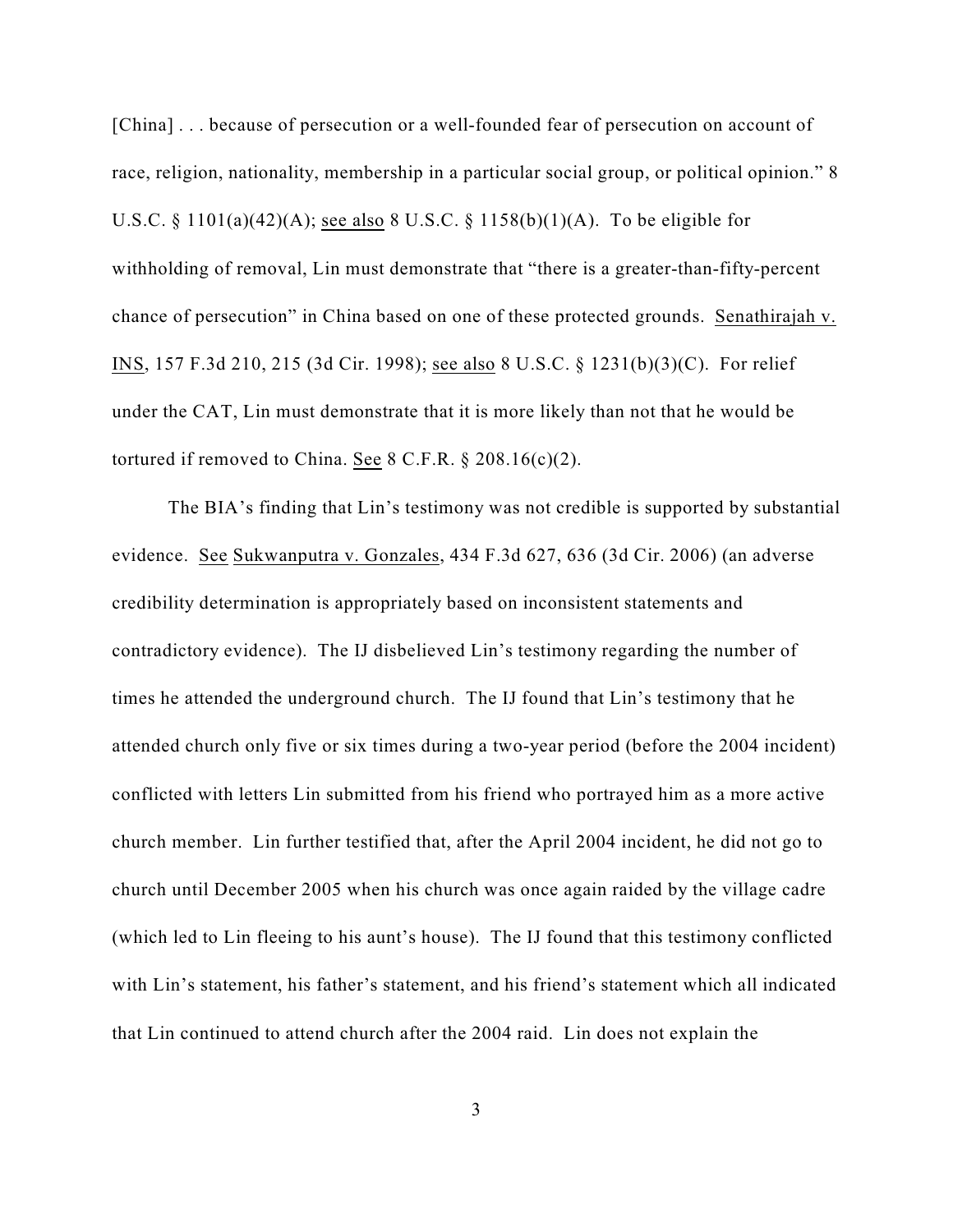[China] . . . because of persecution or a well-founded fear of persecution on account of race, religion, nationality, membership in a particular social group, or political opinion." 8 U.S.C. § 1101(a)(42)(A); see also 8 U.S.C. § 1158(b)(1)(A). To be eligible for withholding of removal, Lin must demonstrate that "there is a greater-than-fifty-percent chance of persecution" in China based on one of these protected grounds. Senathirajah v. INS, 157 F.3d 210, 215 (3d Cir. 1998); see also 8 U.S.C. § 1231(b)(3)(C). For relief under the CAT, Lin must demonstrate that it is more likely than not that he would be tortured if removed to China. See 8 C.F.R. § 208.16(c)(2).

The BIA's finding that Lin's testimony was not credible is supported by substantial evidence. See Sukwanputra v. Gonzales, 434 F.3d 627, 636 (3d Cir. 2006) (an adverse credibility determination is appropriately based on inconsistent statements and contradictory evidence). The IJ disbelieved Lin's testimony regarding the number of times he attended the underground church. The IJ found that Lin's testimony that he attended church only five or six times during a two-year period (before the 2004 incident) conflicted with letters Lin submitted from his friend who portrayed him as a more active church member. Lin further testified that, after the April 2004 incident, he did not go to church until December 2005 when his church was once again raided by the village cadre (which led to Lin fleeing to his aunt's house). The IJ found that this testimony conflicted with Lin's statement, his father's statement, and his friend's statement which all indicated that Lin continued to attend church after the 2004 raid. Lin does not explain the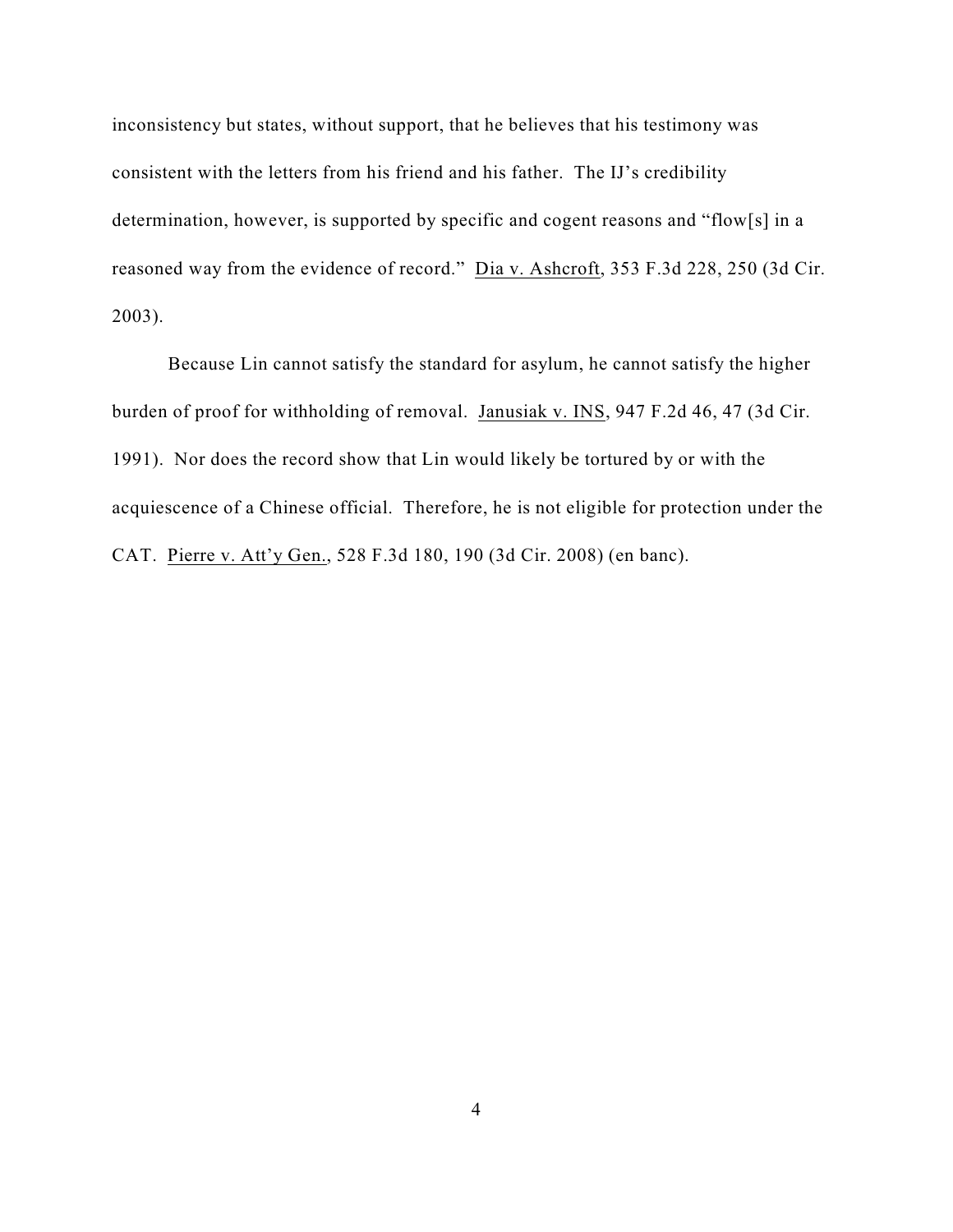inconsistency but states, without support, that he believes that his testimony was consistent with the letters from his friend and his father. The IJ's credibility determination, however, is supported by specific and cogent reasons and "flow[s] in a reasoned way from the evidence of record." Dia v. Ashcroft, 353 F.3d 228, 250 (3d Cir. 2003).

Because Lin cannot satisfy the standard for asylum, he cannot satisfy the higher burden of proof for withholding of removal. Janusiak v. INS, 947 F.2d 46, 47 (3d Cir. 1991). Nor does the record show that Lin would likely be tortured by or with the acquiescence of a Chinese official. Therefore, he is not eligible for protection under the CAT. Pierre v. Att'y Gen., 528 F.3d 180, 190 (3d Cir. 2008) (en banc).